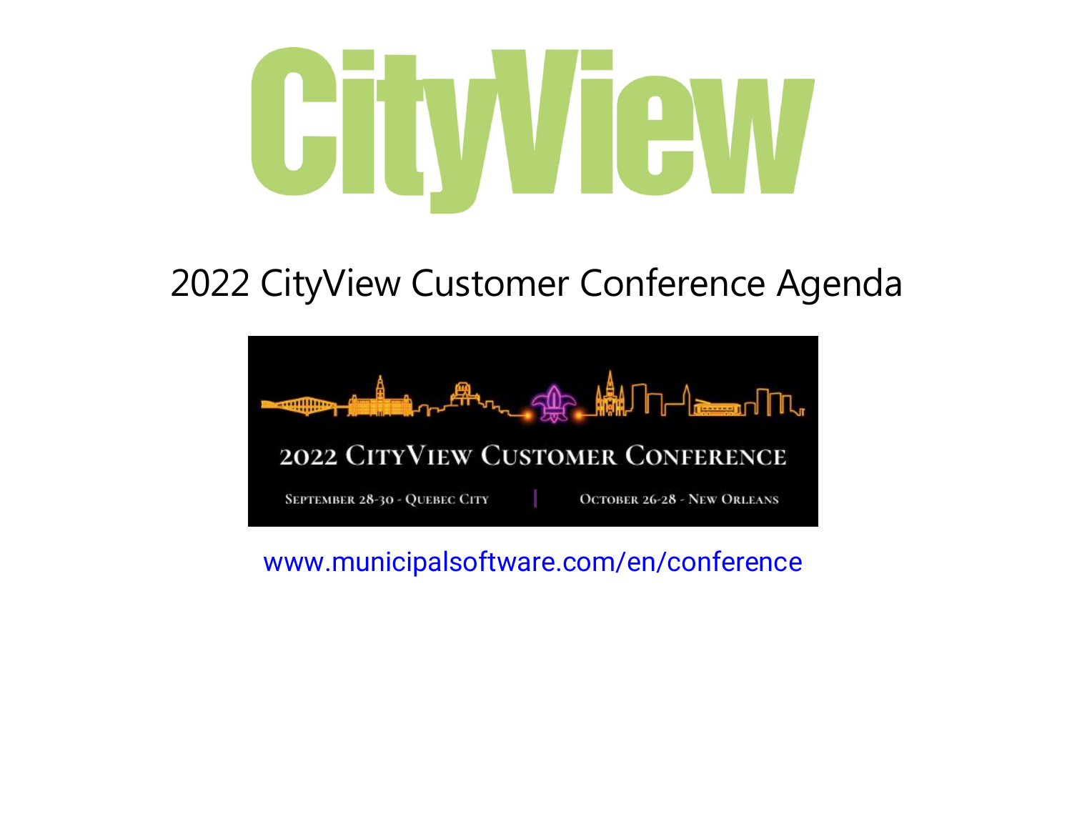# CityView

## 2022 CityView Customer Conference Agenda

2022 CITYVIEW CUSTOMER CONFERENCE

SEPTEMBER 28-30 - QUEBEC CITY | OCTOBER 26-28 - NEW ORLEANS

www.municipalsoftware.com/en/conference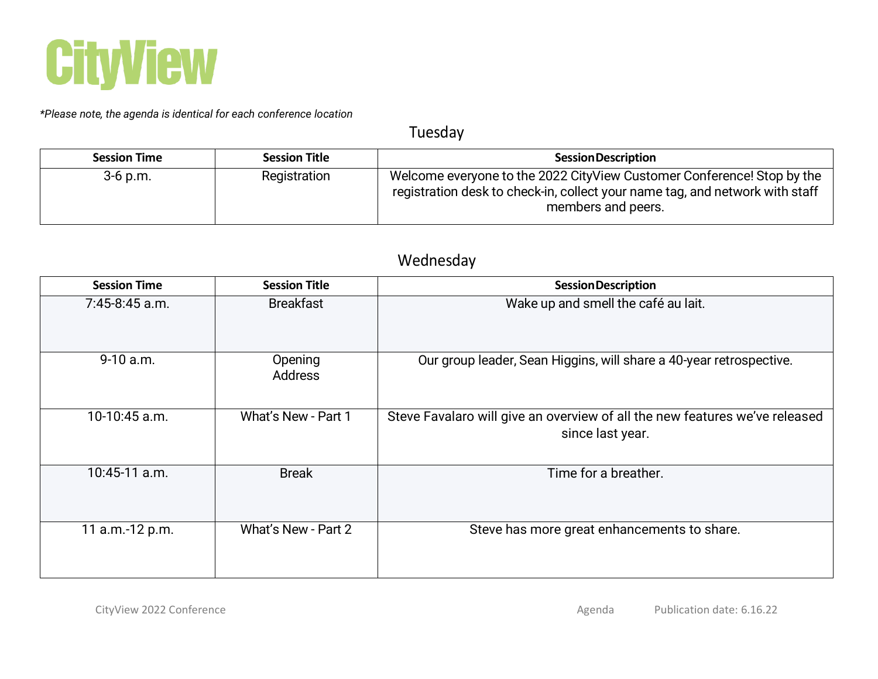# CityView

*\*Please note, the agenda is identical for each conference location*

## Tuesday

| Session Time | Session Title | Session Description |
| --- | --- | --- |
| 3-6 p.m. | Registration | Welcome everyone to the 2022 CityView Customer Conference! Stop by the registration desk to check-in, collect your name tag, and network with staff members and peers. |

## Wednesday

| Session Time | Session Title | Session Description |
| --- | --- | --- |
| 7:45-8:45 a.m. | Breakfast | Wake up and smell the café au lait. |
| 9-10 a.m. | Opening Address | Our group leader, Sean Higgins, will share a 40-year retrospective. |
| 10-10:45 a.m. | What's New - Part 1 | Steve Favalaro will give an overview of all the new features we've released since last year. |
| 10:45-11 a.m. | Break | Time for a breather. |
| 11 a.m.-12 p.m. | What's New - Part 2 | Steve has more great enhancements to share. |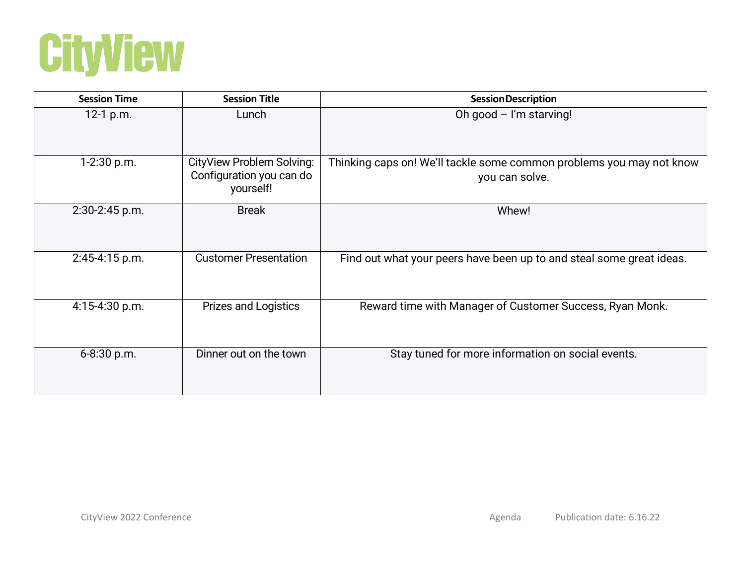# CityView

| Session Time | Session Title | Session Description |
|---|---|---|
| 12-1 p.m. | Lunch | Oh good – I'm starving! |
| 1-2:30 p.m. | CityView Problem Solving: Configuration you can do yourself! | Thinking caps on! We'll tackle some common problems you may not know you can solve. |
| 2:30-2:45 p.m. | Break | Whew! |
| 2:45-4:15 p.m. | Customer Presentation | Find out what your peers have been up to and steal some great ideas. |
| 4:15-4:30 p.m. | Prizes and Logistics | Reward time with Manager of Customer Success, Ryan Monk. |
| 6-8:30 p.m. | Dinner out on the town | Stay tuned for more information on social events. |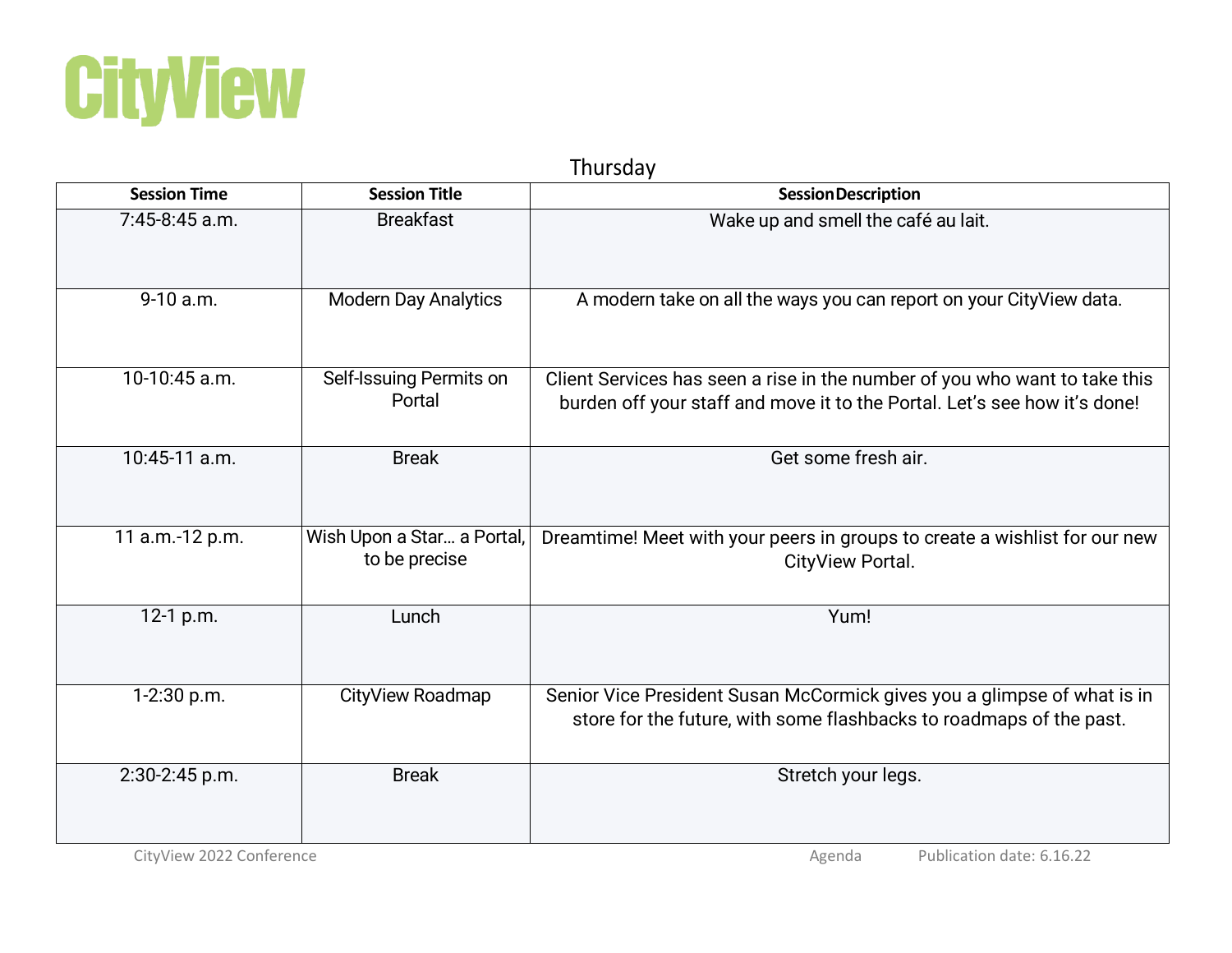# CityView

## Thursday

| Session Time | Session Title | Session Description |
| --- | --- | --- |
| 7:45-8:45 a.m. | Breakfast | Wake up and smell the café au lait. |
| 9-10 a.m. | Modern Day Analytics | A modern take on all the ways you can report on your CityView data. |
| 10-10:45 a.m. | Self-Issuing Permits on Portal | Client Services has seen a rise in the number of you who want to take this burden off your staff and move it to the Portal. Let's see how it's done! |
| 10:45-11 a.m. | Break | Get some fresh air. |
| 11 a.m.-12 p.m. | Wish Upon a Star… a Portal, to be precise | Dreamtime! Meet with your peers in groups to create a wishlist for our new CityView Portal. |
| 12-1 p.m. | Lunch | Yum! |
| 1-2:30 p.m. | CityView Roadmap | Senior Vice President Susan McCormick gives you a glimpse of what is in store for the future, with some flashbacks to roadmaps of the past. |
| 2:30-2:45 p.m. | Break | Stretch your legs. |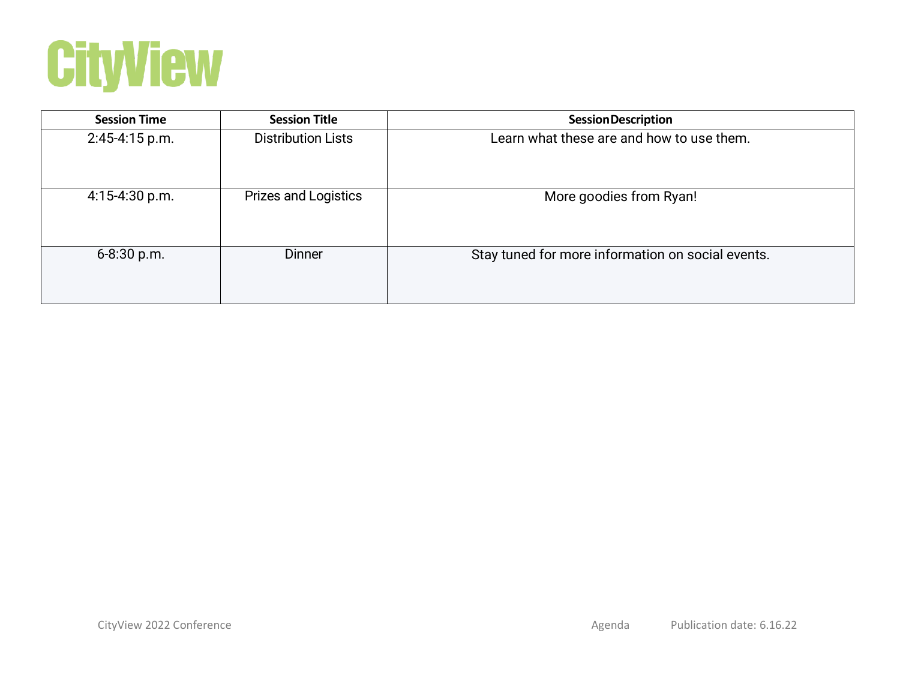| Session Time | Session Title | Session Description |
|---|---|---|
| 2:45-4:15 p.m. | Distribution Lists | Learn what these are and how to use them. |
| 4:15-4:30 p.m. | Prizes and Logistics | More goodies from Ryan! |
| 6-8:30 p.m. | Dinner | Stay tuned for more information on social events. |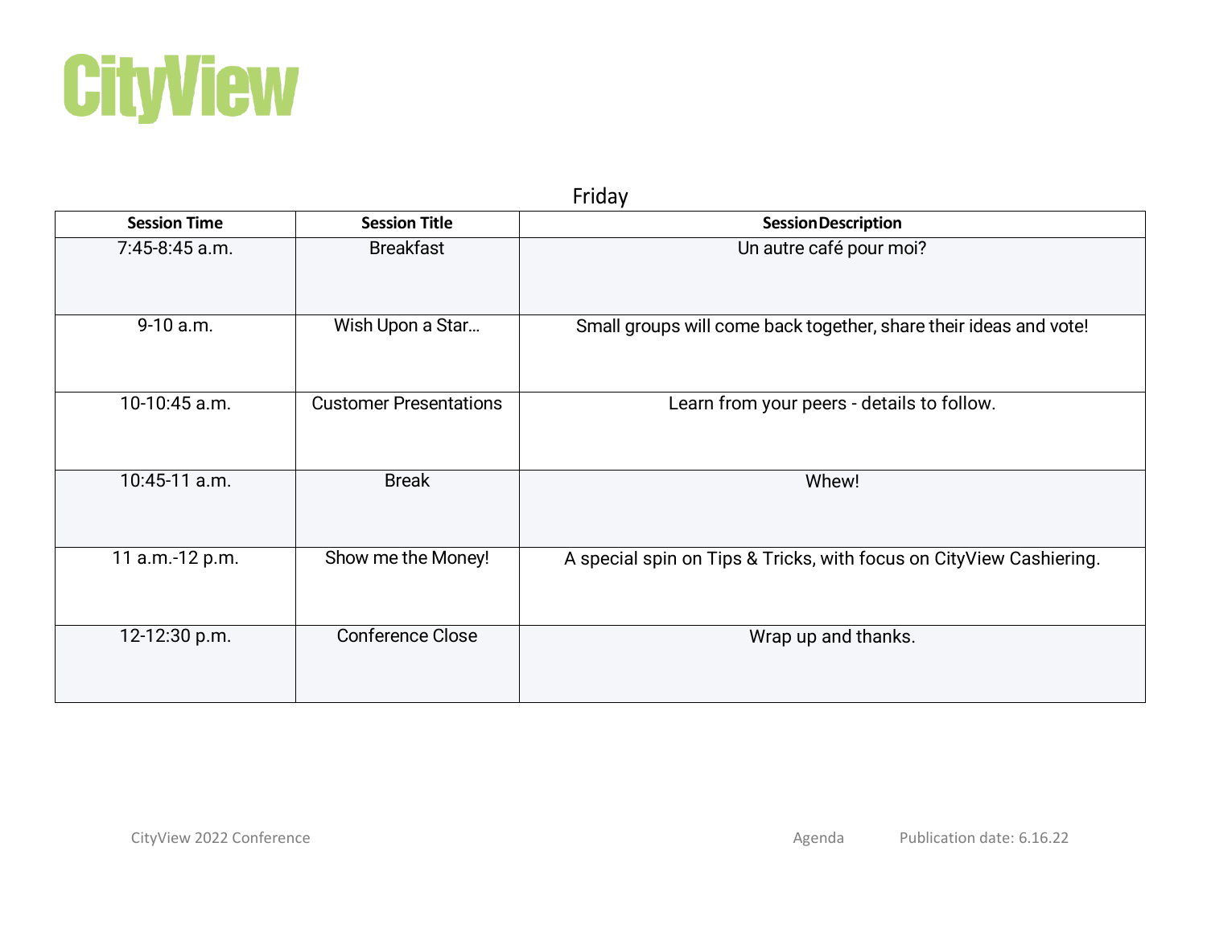CityView

## Friday

| Session Time | Session Title | Session Description |
| --- | --- | --- |
| 7:45-8:45 a.m. | Breakfast | Un autre café pour moi? |
| 9-10 a.m. | Wish Upon a Star… | Small groups will come back together, share their ideas and vote! |
| 10-10:45 a.m. | Customer Presentations | Learn from your peers - details to follow. |
| 10:45-11 a.m. | Break | Whew! |
| 11 a.m.-12 p.m. | Show me the Money! | A special spin on Tips & Tricks, with focus on CityView Cashiering. |
| 12-12:30 p.m. | Conference Close | Wrap up and thanks. |